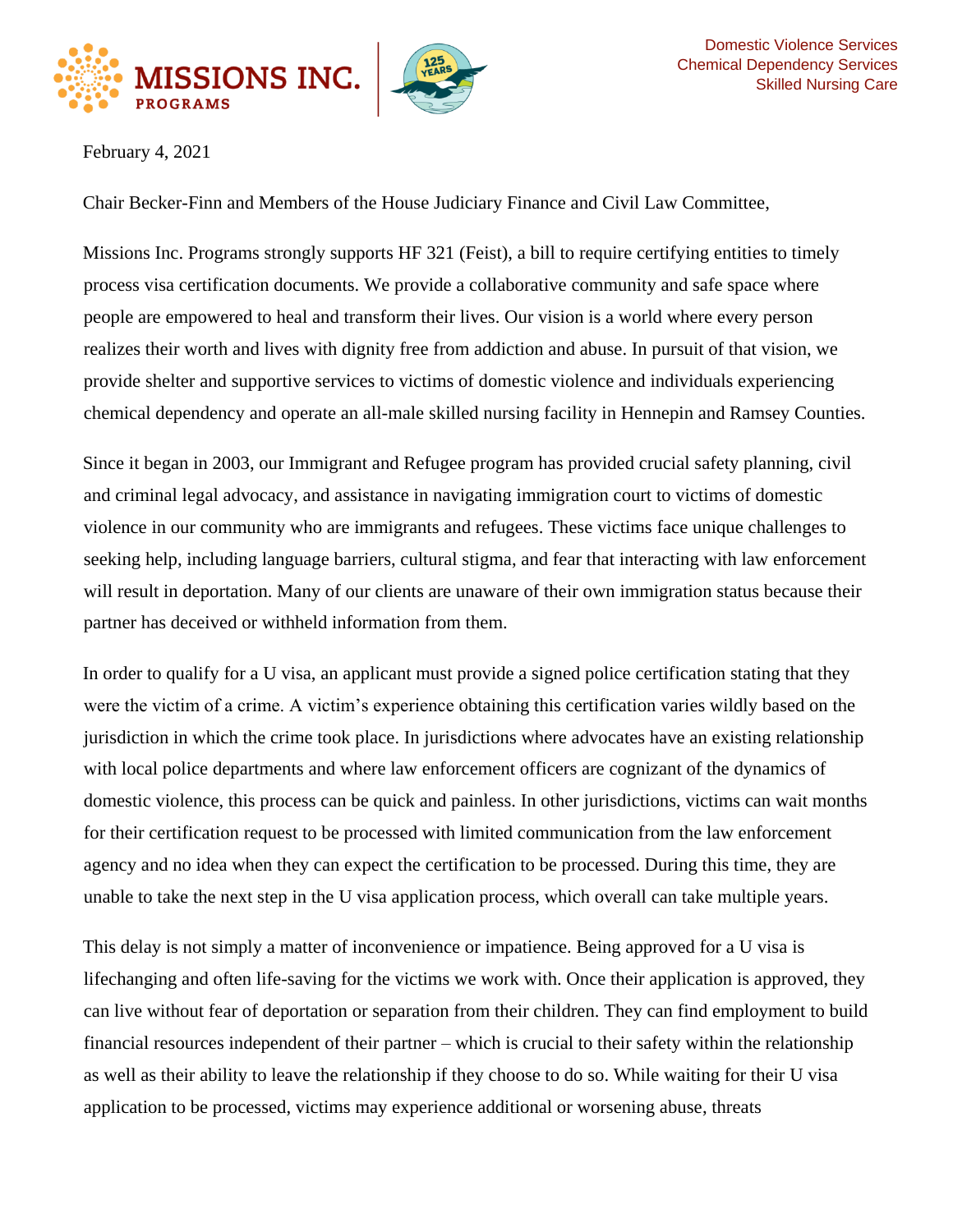MISSIONS INC. PROGRAMS

Domestic Violence Services
Chemical Dependency Services
Skilled Nursing Care

February 4, 2021

Chair Becker-Finn and Members of the House Judiciary Finance and Civil Law Committee,

Missions Inc. Programs strongly supports HF 321 (Feist), a bill to require certifying entities to timely process visa certification documents. We provide a collaborative community and safe space where people are empowered to heal and transform their lives. Our vision is a world where every person realizes their worth and lives with dignity free from addiction and abuse. In pursuit of that vision, we provide shelter and supportive services to victims of domestic violence and individuals experiencing chemical dependency and operate an all-male skilled nursing facility in Hennepin and Ramsey Counties.

Since it began in 2003, our Immigrant and Refugee program has provided crucial safety planning, civil and criminal legal advocacy, and assistance in navigating immigration court to victims of domestic violence in our community who are immigrants and refugees. These victims face unique challenges to seeking help, including language barriers, cultural stigma, and fear that interacting with law enforcement will result in deportation. Many of our clients are unaware of their own immigration status because their partner has deceived or withheld information from them.

In order to qualify for a U visa, an applicant must provide a signed police certification stating that they were the victim of a crime. A victim's experience obtaining this certification varies wildly based on the jurisdiction in which the crime took place. In jurisdictions where advocates have an existing relationship with local police departments and where law enforcement officers are cognizant of the dynamics of domestic violence, this process can be quick and painless. In other jurisdictions, victims can wait months for their certification request to be processed with limited communication from the law enforcement agency and no idea when they can expect the certification to be processed. During this time, they are unable to take the next step in the U visa application process, which overall can take multiple years.

This delay is not simply a matter of inconvenience or impatience. Being approved for a U visa is lifechanging and often life-saving for the victims we work with. Once their application is approved, they can live without fear of deportation or separation from their children. They can find employment to build financial resources independent of their partner – which is crucial to their safety within the relationship as well as their ability to leave the relationship if they choose to do so. While waiting for their U visa application to be processed, victims may experience additional or worsening abuse, threats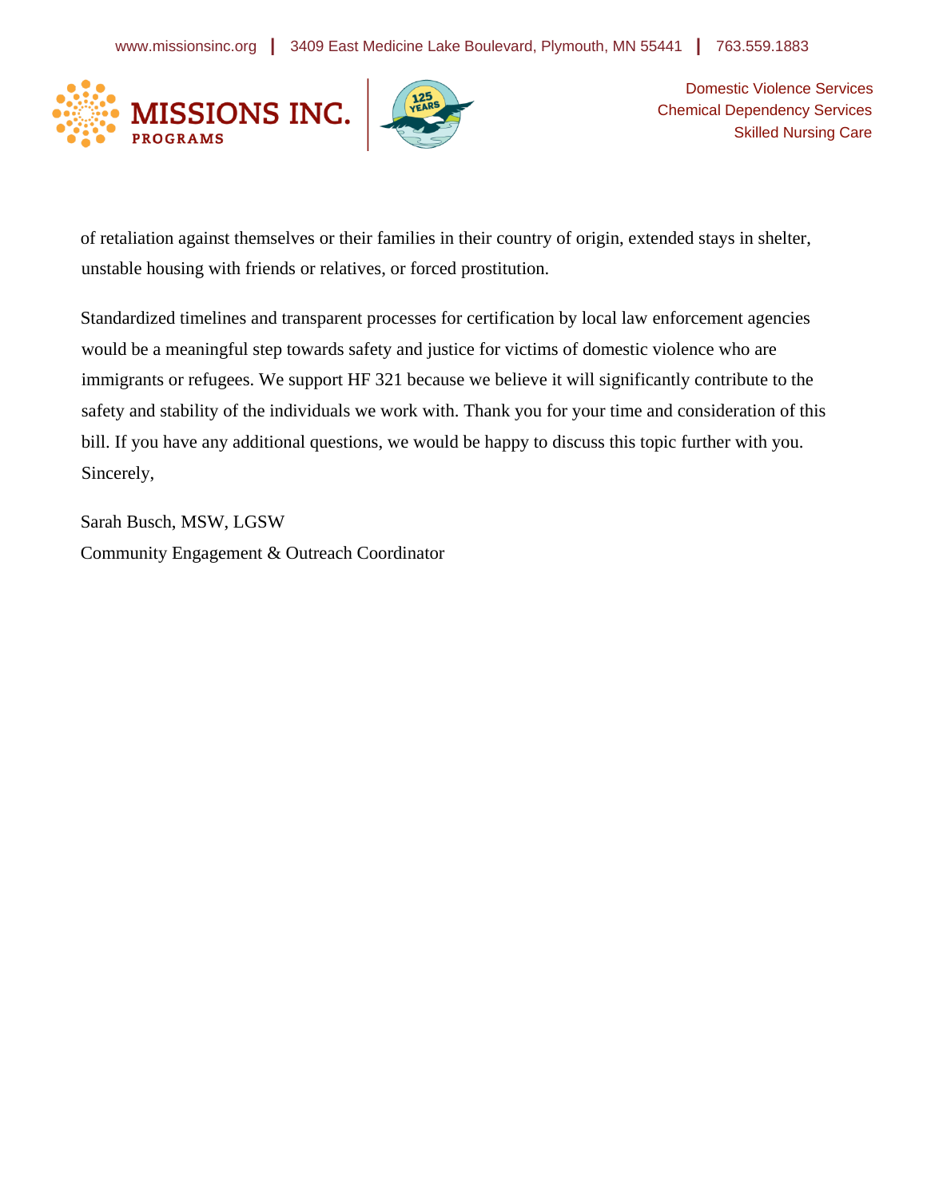of retaliation against themselves or their families in their country of origin, extended stays in shelter, unstable housing with friends or relatives, or forced prostitution.

Standardized timelines and transparent processes for certification by local law enforcement agencies would be a meaningful step towards safety and justice for victims of domestic violence who are immigrants or refugees. We support HF 321 because we believe it will significantly contribute to the safety and stability of the individuals we work with. Thank you for your time and consideration of this bill. If you have any additional questions, we would be happy to discuss this topic further with you.
Sincerely,

Sarah Busch, MSW, LGSW
Community Engagement & Outreach Coordinator